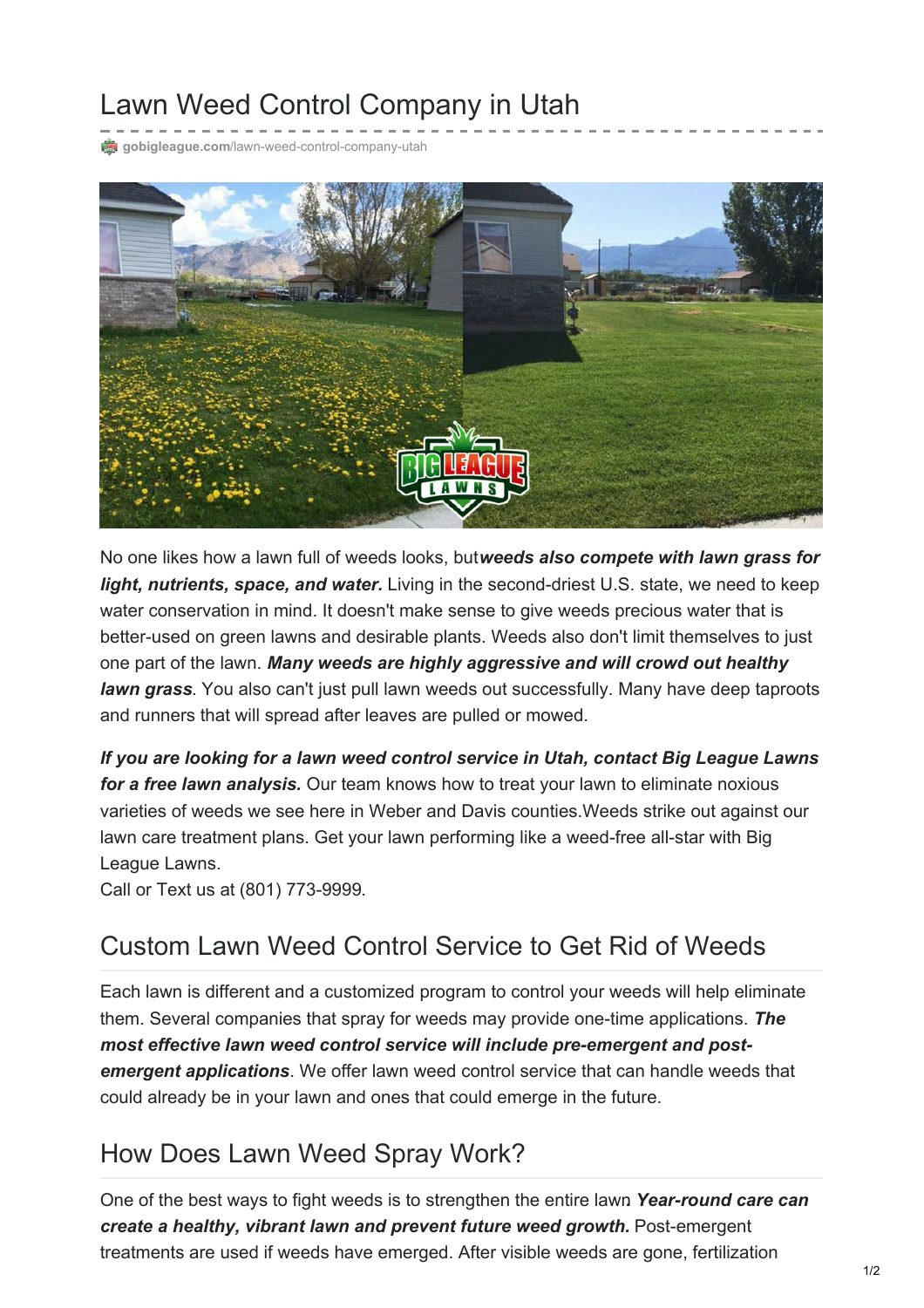# Lawn Weed Control Company in Utah

gobigleague.com/lawn-weed-control-company-utah

No one likes how a lawn full of weeds looks, but***weeds also compete with lawn grass for light, nutrients, space, and water.*** Living in the second-driest U.S. state, we need to keep water conservation in mind. It doesn't make sense to give weeds precious water that is better-used on green lawns and desirable plants. Weeds also don't limit themselves to just one part of the lawn. ***Many weeds are highly aggressive and will crowd out healthy lawn grass***. You also can't just pull lawn weeds out successfully. Many have deep taproots and runners that will spread after leaves are pulled or mowed.

***If you are looking for a lawn weed control service in Utah, contact Big League Lawns for a free lawn analysis.*** Our team knows how to treat your lawn to eliminate noxious varieties of weeds we see here in Weber and Davis counties.Weeds strike out against our lawn care treatment plans. Get your lawn performing like a weed-free all-star with Big League Lawns.

Call or Text us at (801) 773-9999.

## Custom Lawn Weed Control Service to Get Rid of Weeds

Each lawn is different and a customized program to control your weeds will help eliminate them. Several companies that spray for weeds may provide one-time applications. ***The most effective lawn weed control service will include pre-emergent and post-emergent applications***. We offer lawn weed control service that can handle weeds that could already be in your lawn and ones that could emerge in the future.

## How Does Lawn Weed Spray Work?

One of the best ways to fight weeds is to strengthen the entire lawn. ***Year-round care can create a healthy, vibrant lawn and prevent future weed growth.*** Post-emergent treatments are used if weeds have emerged. After visible weeds are gone, fertilization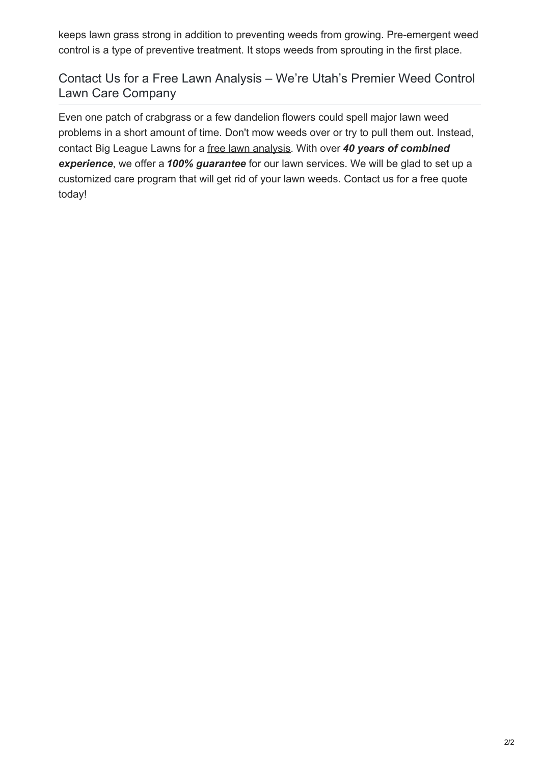keeps lawn grass strong in addition to preventing weeds from growing. Pre-emergent weed control is a type of preventive treatment. It stops weeds from sprouting in the first place.

## Contact Us for a Free Lawn Analysis – We're Utah's Premier Weed Control Lawn Care Company

Even one patch of crabgrass or a few dandelion flowers could spell major lawn weed problems in a short amount of time. Don't mow weeds over or try to pull them out. Instead, contact Big League Lawns for a free lawn analysis. With over ***40 years of combined experience***, we offer a ***100% guarantee*** for our lawn services. We will be glad to set up a customized care program that will get rid of your lawn weeds. Contact us for a free quote today!